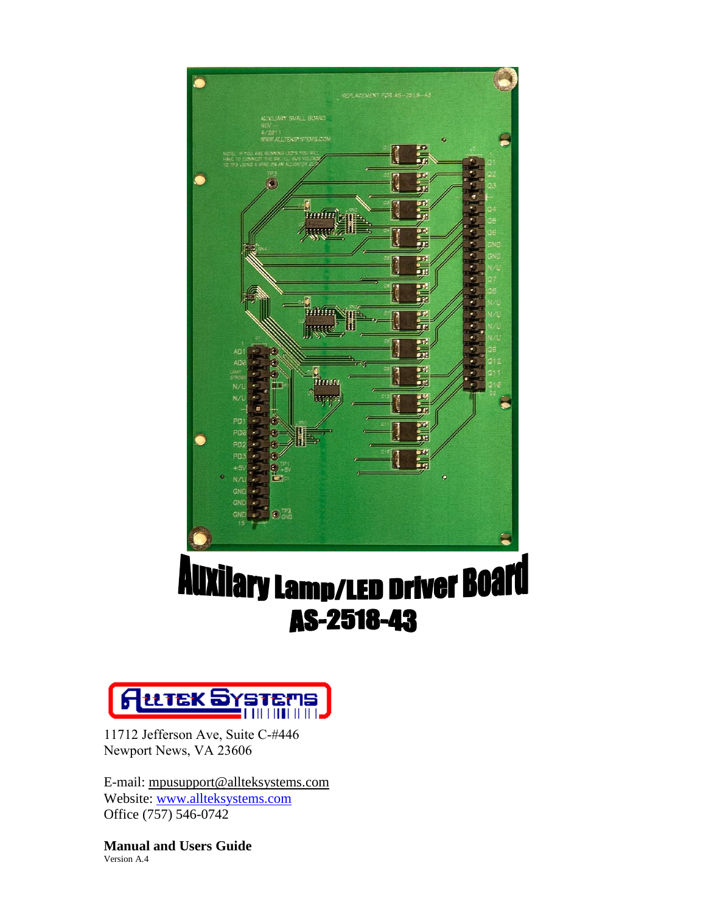# Auxilary Lamp/LED Driver Board

# AS-2518-43

11712 Jefferson Ave, Suite C-#446
Newport News, VA 23606

E-mail: mpusupport@allteksystems.com
Website: www.allteksystems.com
Office (757) 546-0742

**Manual and Users Guide**
Version A.4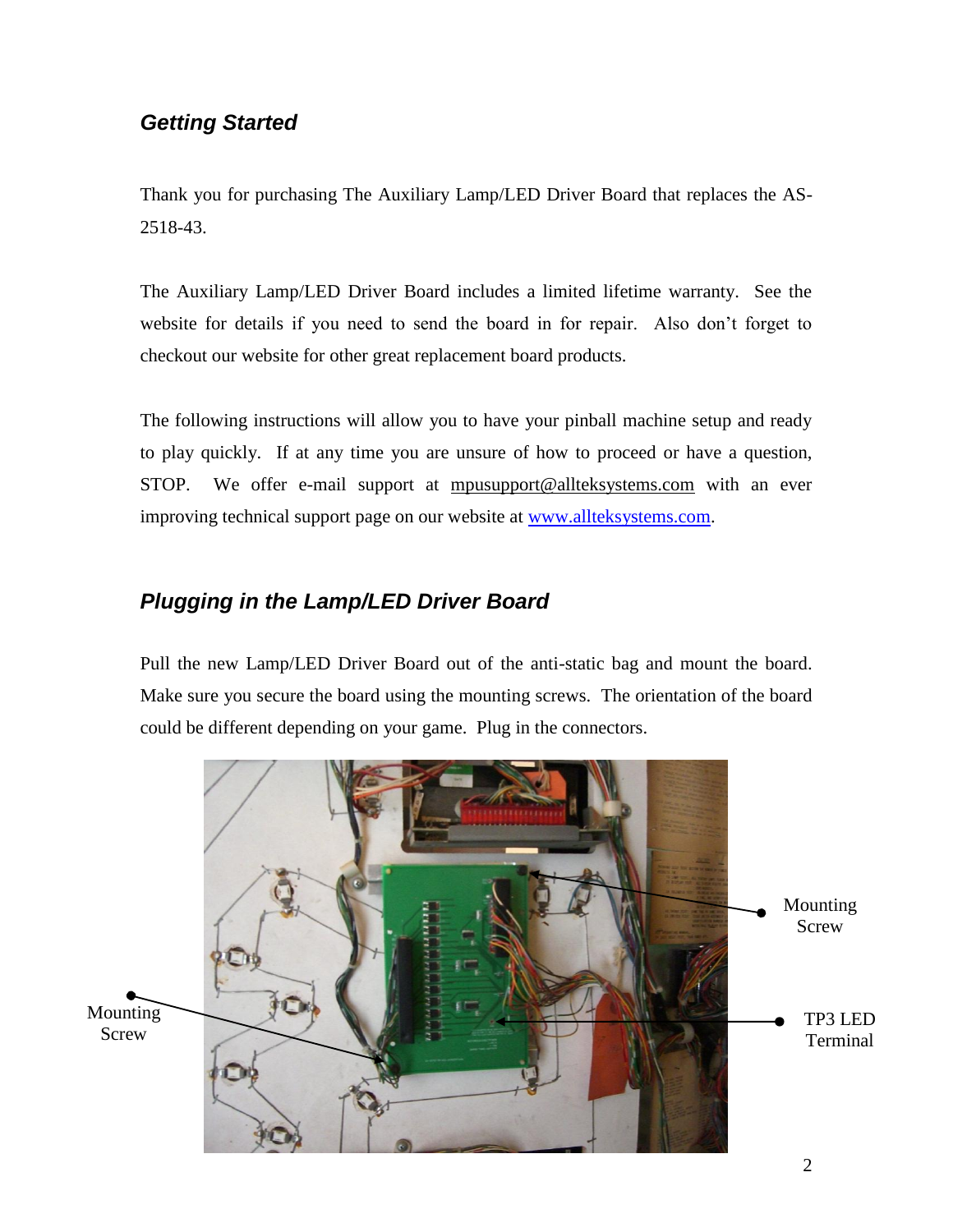## *Getting Started*

Thank you for purchasing The Auxiliary Lamp/LED Driver Board that replaces the AS-2518-43.

The Auxiliary Lamp/LED Driver Board includes a limited lifetime warranty. See the website for details if you need to send the board in for repair. Also don't forget to checkout our website for other great replacement board products.

The following instructions will allow you to have your pinball machine setup and ready to play quickly. If at any time you are unsure of how to proceed or have a question, STOP. We offer e-mail support at mpusupport@allteksystems.com with an ever improving technical support page on our website at www.allteksystems.com.

## *Plugging in the Lamp/LED Driver Board*

Pull the new Lamp/LED Driver Board out of the anti-static bag and mount the board. Make sure you secure the board using the mounting screws. The orientation of the board could be different depending on your game. Plug in the connectors.

Mounting Screw

Mounting Screw

TP3 LED Terminal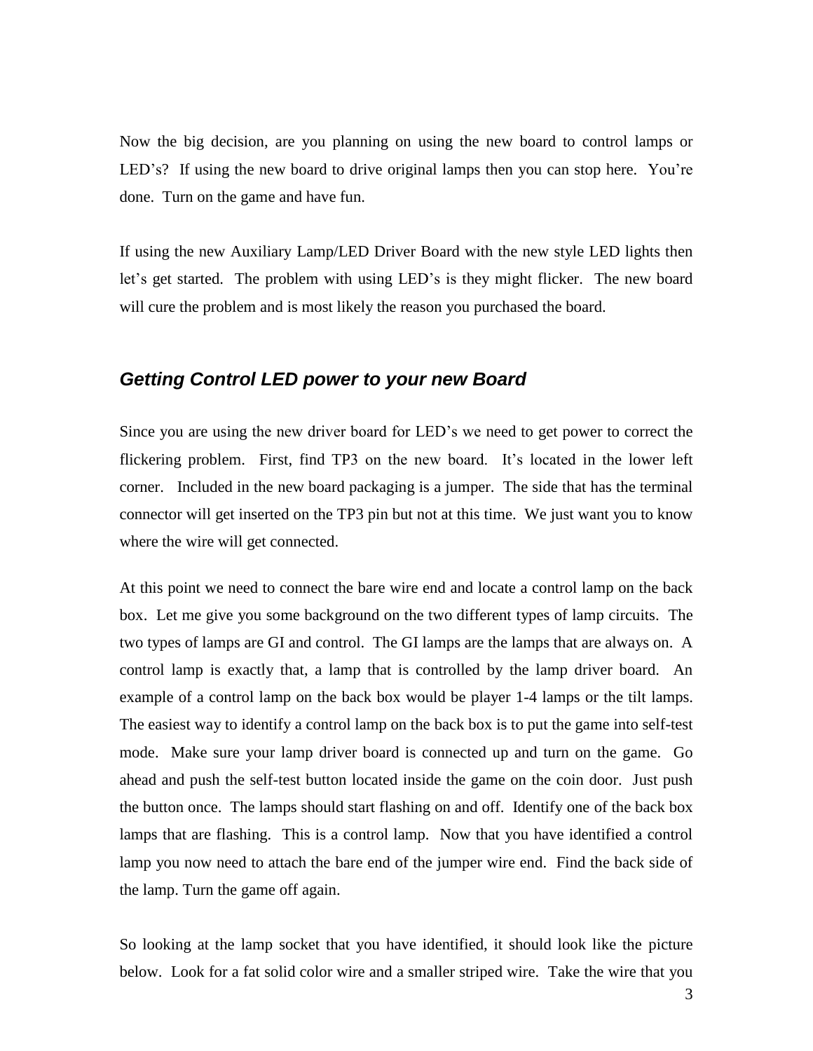Now the big decision, are you planning on using the new board to control lamps or LED's? If using the new board to drive original lamps then you can stop here. You're done. Turn on the game and have fun.

If using the new Auxiliary Lamp/LED Driver Board with the new style LED lights then let's get started. The problem with using LED's is they might flicker. The new board will cure the problem and is most likely the reason you purchased the board.

## *Getting Control LED power to your new Board*

Since you are using the new driver board for LED's we need to get power to correct the flickering problem. First, find TP3 on the new board. It's located in the lower left corner. Included in the new board packaging is a jumper. The side that has the terminal connector will get inserted on the TP3 pin but not at this time. We just want you to know where the wire will get connected.

At this point we need to connect the bare wire end and locate a control lamp on the back box. Let me give you some background on the two different types of lamp circuits. The two types of lamps are GI and control. The GI lamps are the lamps that are always on. A control lamp is exactly that, a lamp that is controlled by the lamp driver board. An example of a control lamp on the back box would be player 1-4 lamps or the tilt lamps. The easiest way to identify a control lamp on the back box is to put the game into self-test mode. Make sure your lamp driver board is connected up and turn on the game. Go ahead and push the self-test button located inside the game on the coin door. Just push the button once. The lamps should start flashing on and off. Identify one of the back box lamps that are flashing. This is a control lamp. Now that you have identified a control lamp you now need to attach the bare end of the jumper wire end. Find the back side of the lamp. Turn the game off again.

So looking at the lamp socket that you have identified, it should look like the picture below. Look for a fat solid color wire and a smaller striped wire. Take the wire that you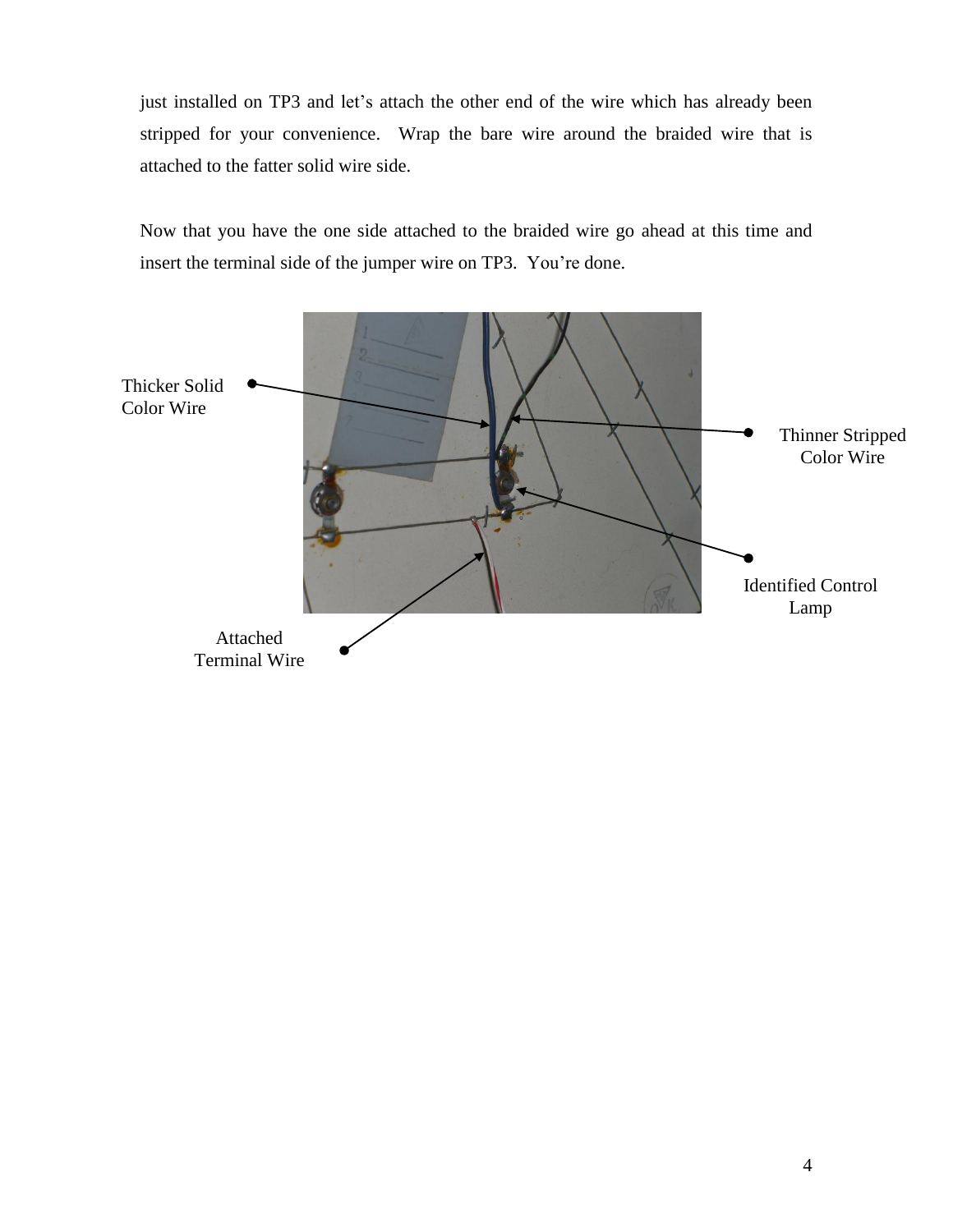just installed on TP3 and let's attach the other end of the wire which has already been stripped for your convenience. Wrap the bare wire around the braided wire that is attached to the fatter solid wire side.

Now that you have the one side attached to the braided wire go ahead at this time and insert the terminal side of the jumper wire on TP3. You're done.

Thicker Solid Color Wire

Thinner Stripped Color Wire

Identified Control Lamp

Attached Terminal Wire